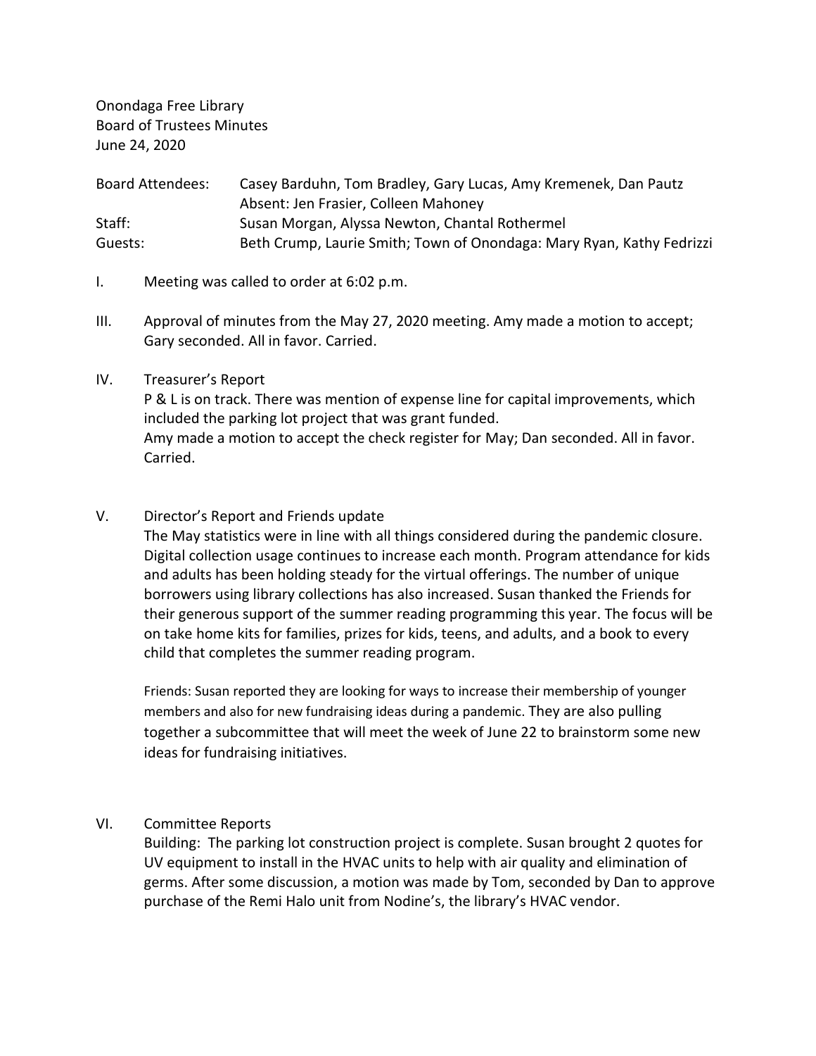Onondaga Free Library
Board of Trustees Minutes
June 24, 2020

| | |
|---|---|
| Board Attendees: | Casey Barduhn, Tom Bradley, Gary Lucas, Amy Kremenek, Dan Pautz<br>Absent: Jen Frasier, Colleen Mahoney |
| Staff: | Susan Morgan, Alyssa Newton, Chantal Rothermel |
| Guests: | Beth Crump, Laurie Smith; Town of Onondaga: Mary Ryan, Kathy Fedrizzi |

I. Meeting was called to order at 6:02 p.m.

III. Approval of minutes from the May 27, 2020 meeting. Amy made a motion to accept; Gary seconded. All in favor. Carried.

IV. Treasurer's Report
P & L is on track. There was mention of expense line for capital improvements, which included the parking lot project that was grant funded.
Amy made a motion to accept the check register for May; Dan seconded. All in favor. Carried.

V. Director's Report and Friends update
The May statistics were in line with all things considered during the pandemic closure. Digital collection usage continues to increase each month. Program attendance for kids and adults has been holding steady for the virtual offerings. The number of unique borrowers using library collections has also increased. Susan thanked the Friends for their generous support of the summer reading programming this year. The focus will be on take home kits for families, prizes for kids, teens, and adults, and a book to every child that completes the summer reading program.

Friends: Susan reported they are looking for ways to increase their membership of younger members and also for new fundraising ideas during a pandemic. They are also pulling together a subcommittee that will meet the week of June 22 to brainstorm some new ideas for fundraising initiatives.

VI. Committee Reports
Building: The parking lot construction project is complete. Susan brought 2 quotes for UV equipment to install in the HVAC units to help with air quality and elimination of germs. After some discussion, a motion was made by Tom, seconded by Dan to approve purchase of the Remi Halo unit from Nodine's, the library's HVAC vendor.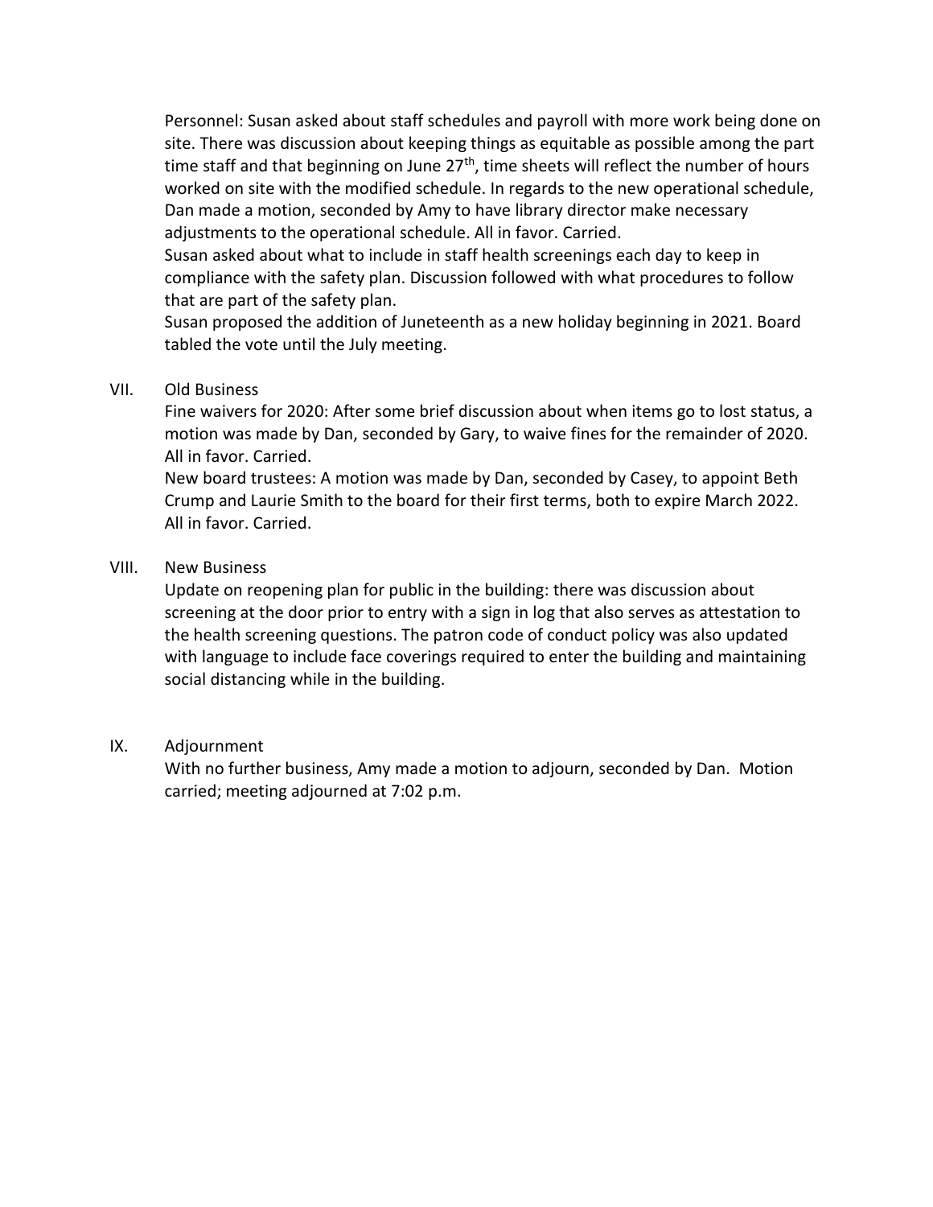Personnel: Susan asked about staff schedules and payroll with more work being done on site. There was discussion about keeping things as equitable as possible among the part time staff and that beginning on June 27th, time sheets will reflect the number of hours worked on site with the modified schedule. In regards to the new operational schedule, Dan made a motion, seconded by Amy to have library director make necessary adjustments to the operational schedule. All in favor. Carried.

Susan asked about what to include in staff health screenings each day to keep in compliance with the safety plan. Discussion followed with what procedures to follow that are part of the safety plan.

Susan proposed the addition of Juneteenth as a new holiday beginning in 2021. Board tabled the vote until the July meeting.

VII. Old Business

Fine waivers for 2020: After some brief discussion about when items go to lost status, a motion was made by Dan, seconded by Gary, to waive fines for the remainder of 2020. All in favor. Carried.

New board trustees: A motion was made by Dan, seconded by Casey, to appoint Beth Crump and Laurie Smith to the board for their first terms, both to expire March 2022. All in favor. Carried.

VIII. New Business

Update on reopening plan for public in the building: there was discussion about screening at the door prior to entry with a sign in log that also serves as attestation to the health screening questions. The patron code of conduct policy was also updated with language to include face coverings required to enter the building and maintaining social distancing while in the building.

IX. Adjournment

With no further business, Amy made a motion to adjourn, seconded by Dan. Motion carried; meeting adjourned at 7:02 p.m.